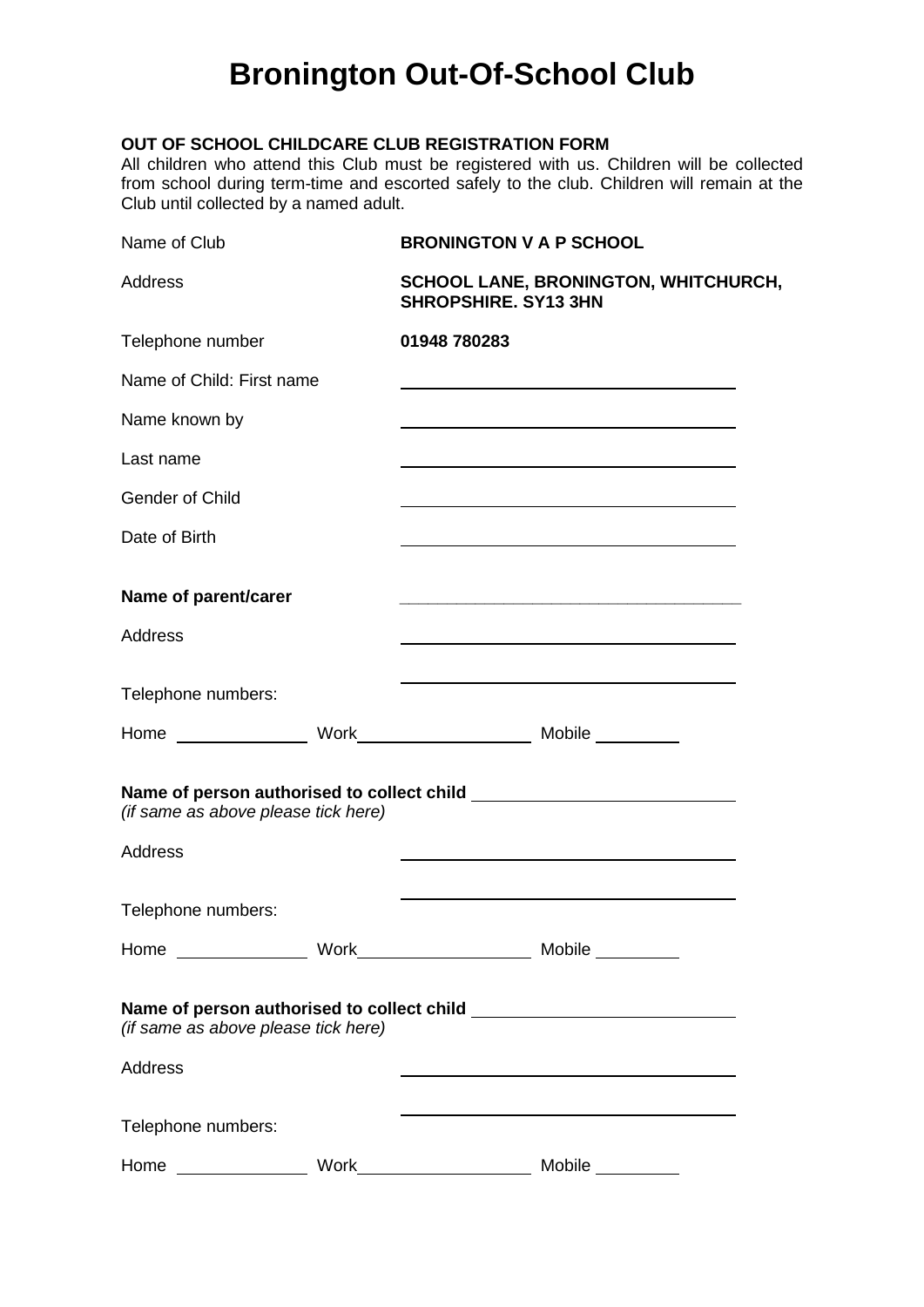# Bronington Out-Of-School Club

**OUT OF SCHOOL CHILDCARE CLUB REGISTRATION FORM**

All children who attend this Club must be registered with us. Children will be collected from school during term-time and escorted safely to the club. Children will remain at the Club until collected by a named adult.

Name of Club **BRONINGTON V A P SCHOOL**

Address **SCHOOL LANE, BRONINGTON, WHITCHURCH, SHROPSHIRE. SY13 3HN**

Telephone number **01948 780283**

Name of Child: First name ____________________

Name known by ____________________

Last name ____________________

Gender of Child ____________________

Date of Birth ____________________

**Name of parent/carer** ____________________

Address ____________________

____________________

Telephone numbers:

Home ______________ Work ____________________ Mobile __________

**Name of person authorised to collect child** ____________________
*(if same as above please tick here)*

Address ____________________

____________________

Telephone numbers:

Home ______________ Work ____________________ Mobile __________

**Name of person authorised to collect child** ____________________
*(if same as above please tick here)*

Address ____________________

____________________

Telephone numbers:

Home ______________ Work ____________________ Mobile __________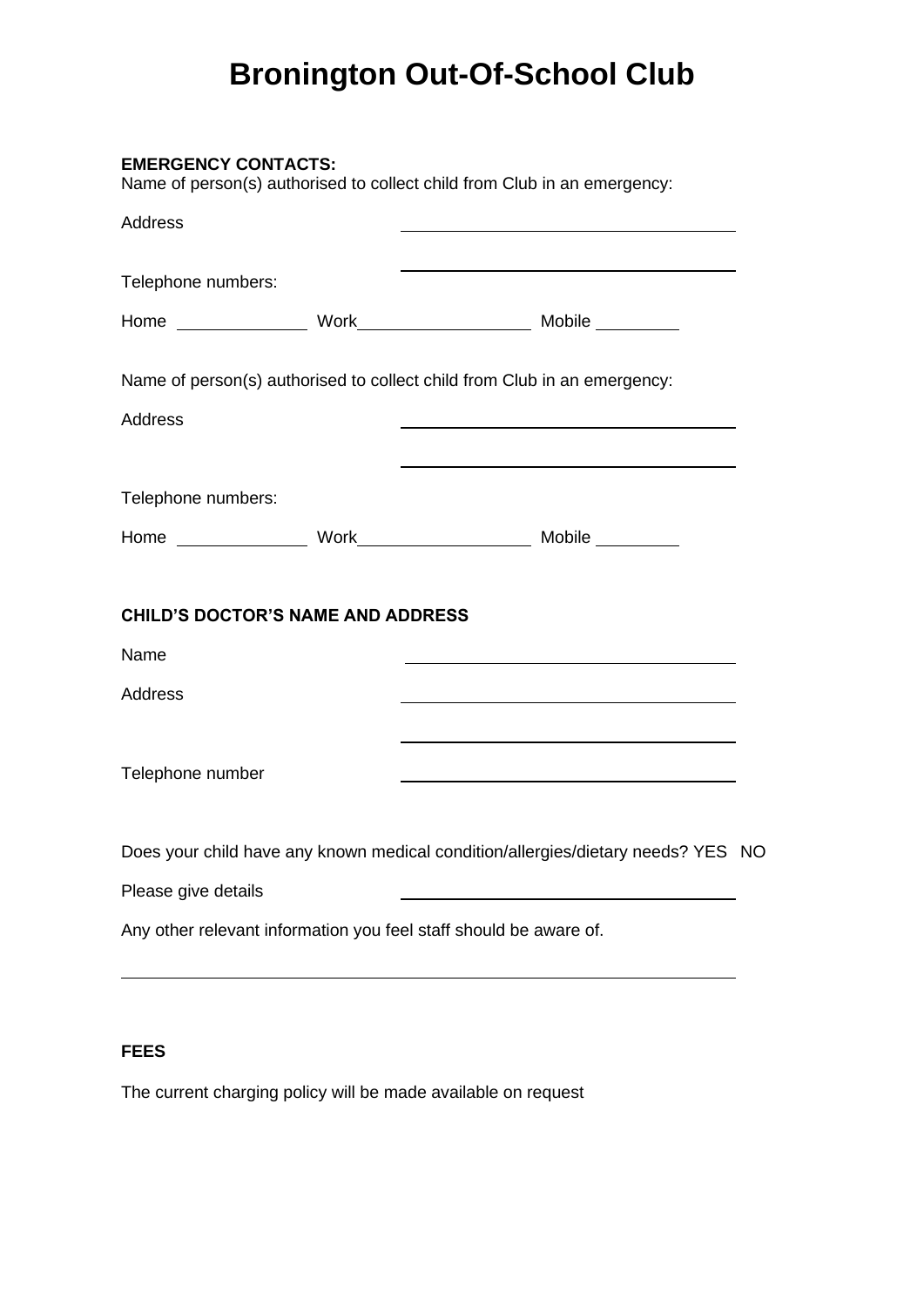# Bronington Out-Of-School Club

**EMERGENCY CONTACTS:**

Name of person(s) authorised to collect child from Club in an emergency:

Address ____________________________________

____________________________________

Telephone numbers:

Home ______________ Work __________________ Mobile _________

Name of person(s) authorised to collect child from Club in an emergency:

Address ____________________________________

____________________________________

Telephone numbers:

Home ______________ Work __________________ Mobile _________

**CHILD'S DOCTOR'S NAME AND ADDRESS**

Name ____________________________________

Address ____________________________________

____________________________________

Telephone number ____________________________________

Does your child have any known medical condition/allergies/dietary needs? YES NO

Please give details ____________________________________

Any other relevant information you feel staff should be aware of.

_________________________________________________________________

**FEES**

The current charging policy will be made available on request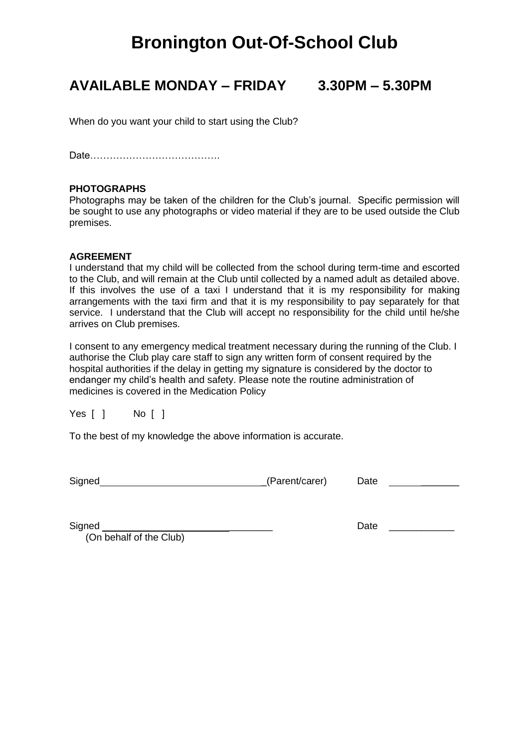# Bronington Out-Of-School Club

## AVAILABLE MONDAY – FRIDAY 3.30PM – 5.30PM

When do you want your child to start using the Club?

Date………………………………….

**PHOTOGRAPHS**
Photographs may be taken of the children for the Club's journal. Specific permission will be sought to use any photographs or video material if they are to be used outside the Club premises.

**AGREEMENT**
I understand that my child will be collected from the school during term-time and escorted to the Club, and will remain at the Club until collected by a named adult as detailed above. If this involves the use of a taxi I understand that it is my responsibility for making arrangements with the taxi firm and that it is my responsibility to pay separately for that service. I understand that the Club will accept no responsibility for the child until he/she arrives on Club premises.

I consent to any emergency medical treatment necessary during the running of the Club. I authorise the Club play care staff to sign any written form of consent required by the hospital authorities if the delay in getting my signature is considered by the doctor to endanger my child's health and safety. Please note the routine administration of medicines is covered in the Medication Policy

Yes [ ] No [ ]

To the best of my knowledge the above information is accurate.

Signed________________________________(Parent/carer) Date _____________

Signed ________________________________ Date ____________
(On behalf of the Club)